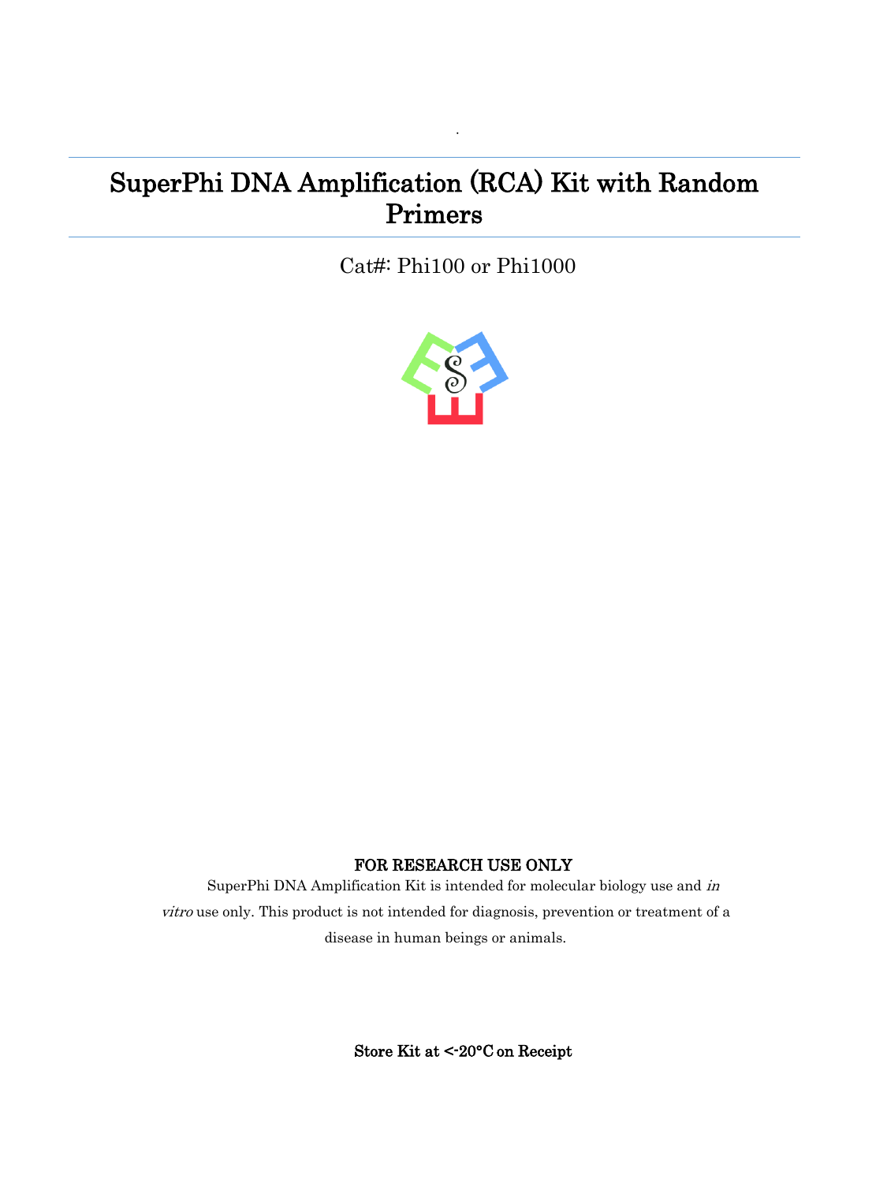# SuperPhi DNA Amplification (RCA) Kit with Random Primers

Cat#: Phi100 or Phi1000

**FOR RESEARCH USE ONLY**

SuperPhi DNA Amplification Kit is intended for molecular biology use and *in vitro* use only. This product is not intended for diagnosis, prevention or treatment of a disease in human beings or animals.

**Store Kit at <-20°C on Receipt**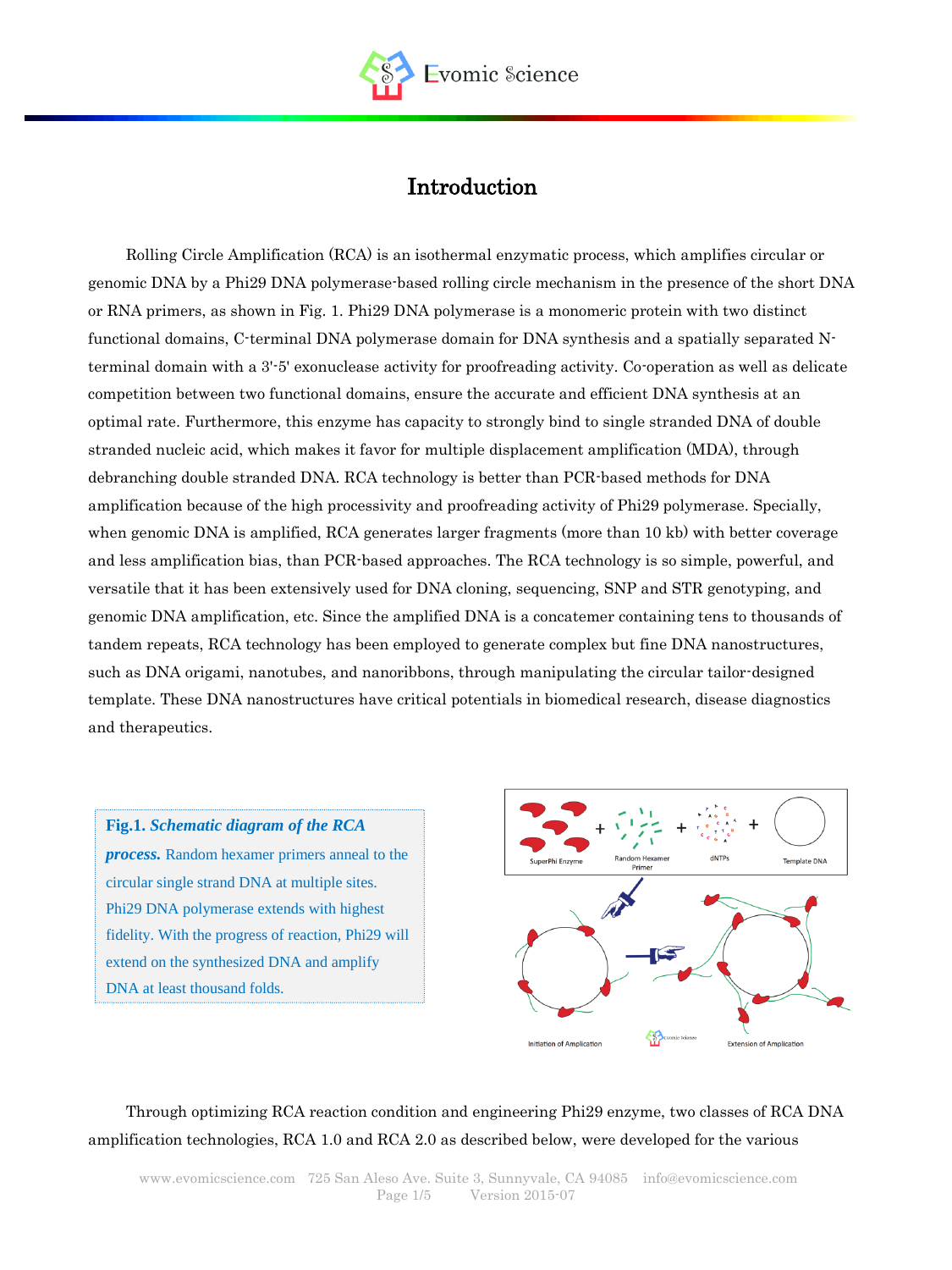# Introduction

Rolling Circle Amplification (RCA) is an isothermal enzymatic process, which amplifies circular or genomic DNA by a Phi29 DNA polymerase-based rolling circle mechanism in the presence of the short DNA or RNA primers, as shown in Fig. 1. Phi29 DNA polymerase is a monomeric protein with two distinct functional domains, C-terminal DNA polymerase domain for DNA synthesis and a spatially separated N-terminal domain with a 3'-5' exonuclease activity for proofreading activity. Co-operation as well as delicate competition between two functional domains, ensure the accurate and efficient DNA synthesis at an optimal rate. Furthermore, this enzyme has capacity to strongly bind to single stranded DNA of double stranded nucleic acid, which makes it favor for multiple displacement amplification (MDA), through debranching double stranded DNA. RCA technology is better than PCR-based methods for DNA amplification because of the high processivity and proofreading activity of Phi29 polymerase. Specially, when genomic DNA is amplified, RCA generates larger fragments (more than 10 kb) with better coverage and less amplification bias, than PCR-based approaches. The RCA technology is so simple, powerful, and versatile that it has been extensively used for DNA cloning, sequencing, SNP and STR genotyping, and genomic DNA amplification, etc. Since the amplified DNA is a concatemer containing tens to thousands of tandem repeats, RCA technology has been employed to generate complex but fine DNA nanostructures, such as DNA origami, nanotubes, and nanoribbons, through manipulating the circular tailor-designed template. These DNA nanostructures have critical potentials in biomedical research, disease diagnostics and therapeutics.

**Fig.1.** ***Schematic diagram of the RCA process.*** Random hexamer primers anneal to the circular single strand DNA at multiple sites. Phi29 DNA polymerase extends with highest fidelity. With the progress of reaction, Phi29 will extend on the synthesized DNA and amplify DNA at least thousand folds.

Through optimizing RCA reaction condition and engineering Phi29 enzyme, two classes of RCA DNA amplification technologies, RCA 1.0 and RCA 2.0 as described below, were developed for the various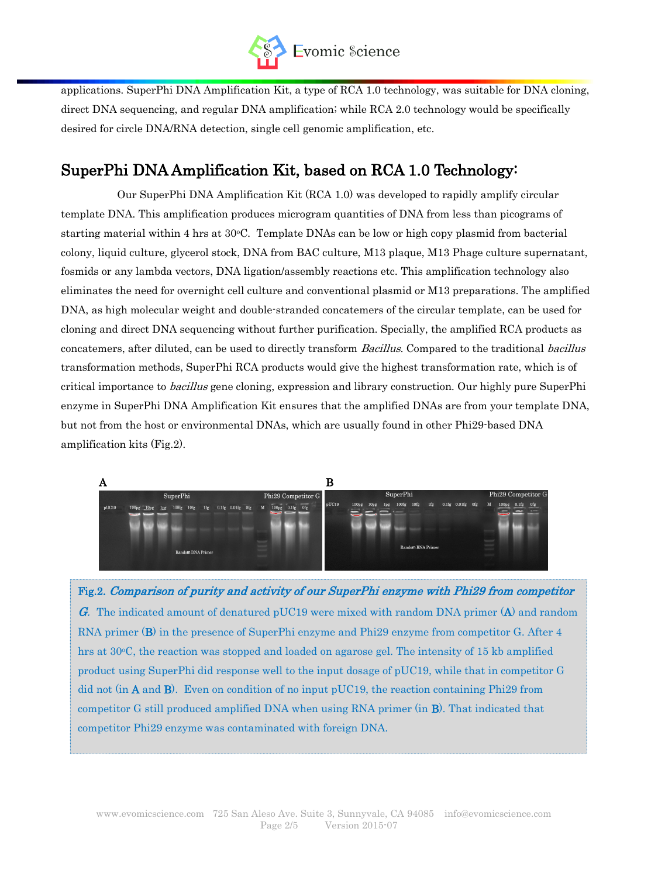applications. SuperPhi DNA Amplification Kit, a type of RCA 1.0 technology, was suitable for DNA cloning, direct DNA sequencing, and regular DNA amplification; while RCA 2.0 technology would be specifically desired for circle DNA/RNA detection, single cell genomic amplification, etc.

## SuperPhi DNA Amplification Kit, based on RCA 1.0 Technology:

Our SuperPhi DNA Amplification Kit (RCA 1.0) was developed to rapidly amplify circular template DNA. This amplification produces microgram quantities of DNA from less than picograms of starting material within 4 hrs at 30°C. Template DNAs can be low or high copy plasmid from bacterial colony, liquid culture, glycerol stock, DNA from BAC culture, M13 plaque, M13 Phage culture supernatant, fosmids or any lambda vectors, DNA ligation/assembly reactions etc. This amplification technology also eliminates the need for overnight cell culture and conventional plasmid or M13 preparations. The amplified DNA, as high molecular weight and double-stranded concatemers of the circular template, can be used for cloning and direct DNA sequencing without further purification. Specially, the amplified RCA products as concatemers, after diluted, can be used to directly transform *Bacillus*. Compared to the traditional *bacillus* transformation methods, SuperPhi RCA products would give the highest transformation rate, which is of critical importance to *bacillus* gene cloning, expression and library construction. Our highly pure SuperPhi enzyme in SuperPhi DNA Amplification Kit ensures that the amplified DNAs are from your template DNA, but not from the host or environmental DNAs, which are usually found in other Phi29-based DNA amplification kits (Fig.2).

**A**

SuperPhi | Phi29 Competitor G

pUC19 100pg 10pg 1pg 100fg 10fg 1fg 0.1fg 0.01fg 0fg M 100pg 0.1fg 0fg

Random DNA Primer

**B**

SuperPhi | Phi29 Competitor G

pUC19 100pg 10pg 1pg 100fg 10fg 1fg 0.1fg 0.01fg 0fg M 100pg 0.1fg 0fg

Random RNA Primer

Fig.2. ***Comparison of purity and activity of our SuperPhi enzyme with Phi29 from competitor G***. The indicated amount of denatured pUC19 were mixed with random DNA primer (**A**) and random RNA primer (**B**) in the presence of SuperPhi enzyme and Phi29 enzyme from competitor G. After 4 hrs at 30°C, the reaction was stopped and loaded on agarose gel. The intensity of 15 kb amplified product using SuperPhi did response well to the input dosage of pUC19, while that in competitor G did not (in **A** and **B**). Even on condition of no input pUC19, the reaction containing Phi29 from competitor G still produced amplified DNA when using RNA primer (in **B**). That indicated that competitor Phi29 enzyme was contaminated with foreign DNA.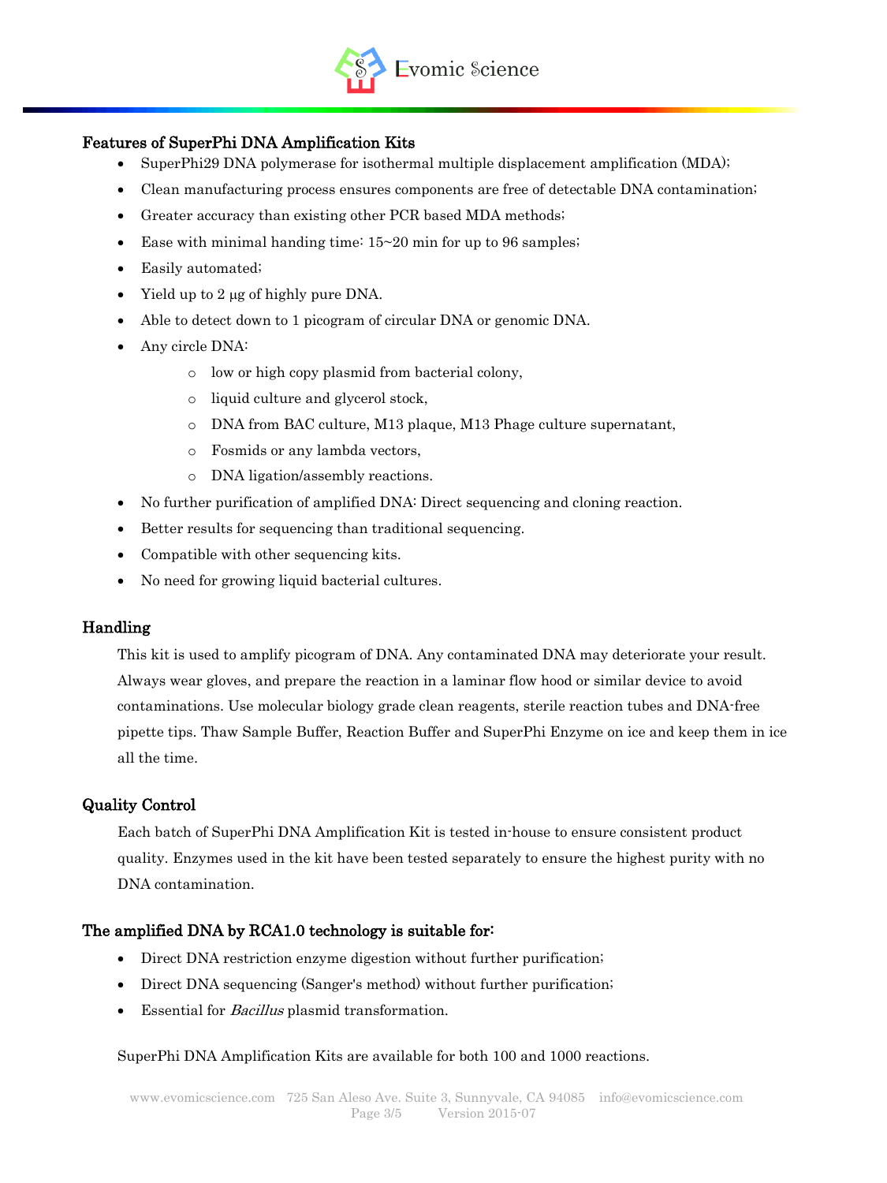## Features of SuperPhi DNA Amplification Kits

- SuperPhi29 DNA polymerase for isothermal multiple displacement amplification (MDA);
- Clean manufacturing process ensures components are free of detectable DNA contamination;
- Greater accuracy than existing other PCR based MDA methods;
- Ease with minimal handing time: 15~20 min for up to 96 samples;
- Easily automated;
- Yield up to 2 µg of highly pure DNA.
- Able to detect down to 1 picogram of circular DNA or genomic DNA.
- Any circle DNA:
  - low or high copy plasmid from bacterial colony,
  - liquid culture and glycerol stock,
  - DNA from BAC culture, M13 plaque, M13 Phage culture supernatant,
  - Fosmids or any lambda vectors,
  - DNA ligation/assembly reactions.
- No further purification of amplified DNA: Direct sequencing and cloning reaction.
- Better results for sequencing than traditional sequencing.
- Compatible with other sequencing kits.
- No need for growing liquid bacterial cultures.

## Handling

This kit is used to amplify picogram of DNA. Any contaminated DNA may deteriorate your result. Always wear gloves, and prepare the reaction in a laminar flow hood or similar device to avoid contaminations. Use molecular biology grade clean reagents, sterile reaction tubes and DNA-free pipette tips. Thaw Sample Buffer, Reaction Buffer and SuperPhi Enzyme on ice and keep them in ice all the time.

## Quality Control

Each batch of SuperPhi DNA Amplification Kit is tested in-house to ensure consistent product quality. Enzymes used in the kit have been tested separately to ensure the highest purity with no DNA contamination.

## The amplified DNA by RCA1.0 technology is suitable for:

- Direct DNA restriction enzyme digestion without further purification;
- Direct DNA sequencing (Sanger's method) without further purification;
- Essential for *Bacillus* plasmid transformation.

SuperPhi DNA Amplification Kits are available for both 100 and 1000 reactions.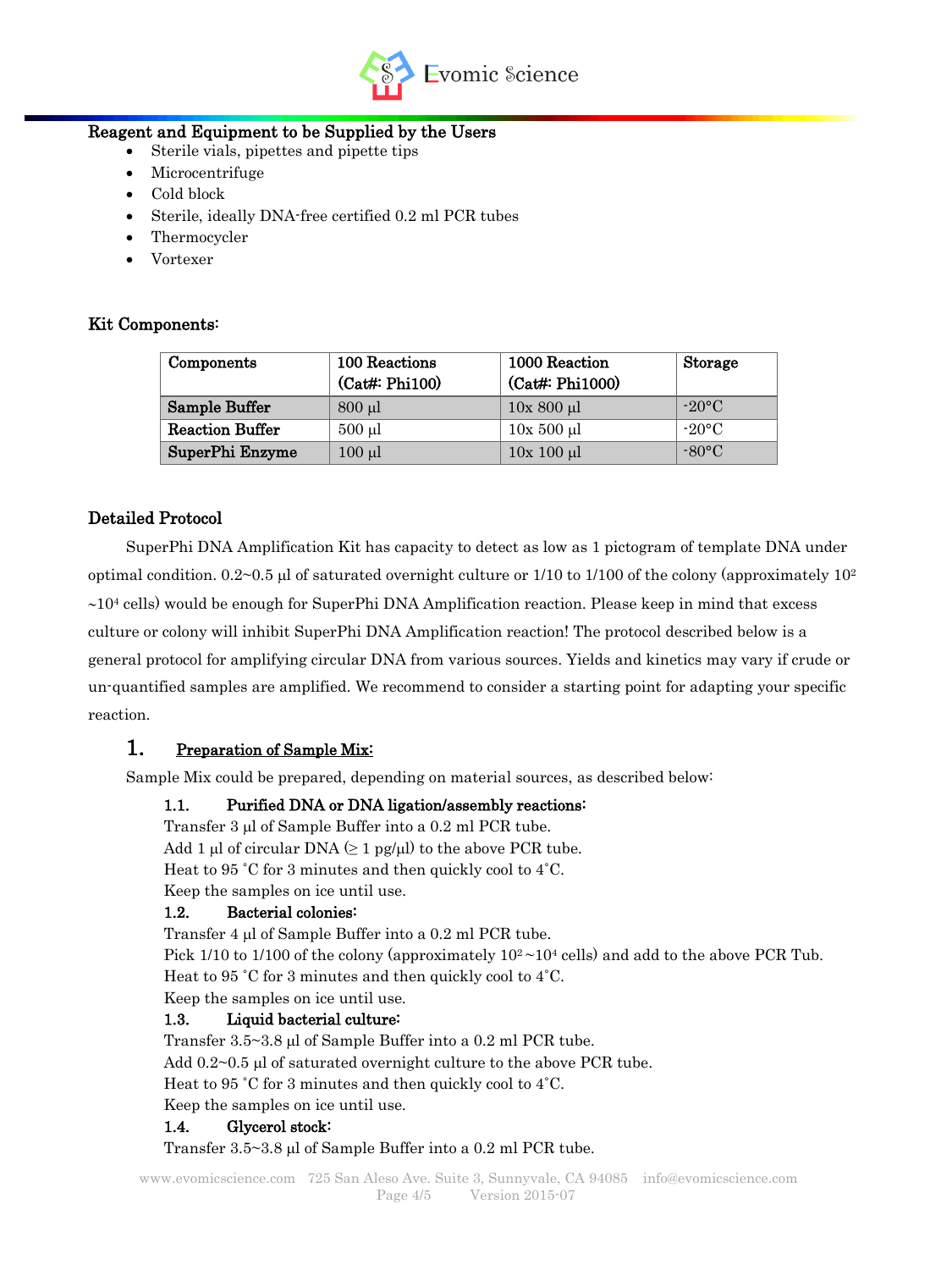## Reagent and Equipment to be Supplied by the Users

- Sterile vials, pipettes and pipette tips
- Microcentrifuge
- Cold block
- Sterile, ideally DNA-free certified 0.2 ml PCR tubes
- Thermocycler
- Vortexer

## Kit Components:

| Components | 100 Reactions (Cat#: Phi100) | 1000 Reaction (Cat#: Phi1000) | Storage |
|---|---|---|---|
| **Sample Buffer** | 800 µl | 10x 800 µl | -20°C |
| **Reaction Buffer** | 500 µl | 10x 500 µl | -20°C |
| **SuperPhi Enzyme** | 100 µl | 10x 100 µl | -80°C |

## Detailed Protocol

SuperPhi DNA Amplification Kit has capacity to detect as low as 1 pictogram of template DNA under optimal condition. 0.2~0.5 µl of saturated overnight culture or 1/10 to 1/100 of the colony (approximately $10^2$ ~$10^4$ cells) would be enough for SuperPhi DNA Amplification reaction. Please keep in mind that excess culture or colony will inhibit SuperPhi DNA Amplification reaction! The protocol described below is a general protocol for amplifying circular DNA from various sources. Yields and kinetics may vary if crude or un-quantified samples are amplified. We recommend to consider a starting point for adapting your specific reaction.

### 1. Preparation of Sample Mix:

Sample Mix could be prepared, depending on material sources, as described below:

#### 1.1. Purified DNA or DNA ligation/assembly reactions:

Transfer 3 µl of Sample Buffer into a 0.2 ml PCR tube.
Add 1 µl of circular DNA (≥ 1 pg/µl) to the above PCR tube.
Heat to 95 ˚C for 3 minutes and then quickly cool to 4˚C.
Keep the samples on ice until use.

#### 1.2. Bacterial colonies:

Transfer 4 µl of Sample Buffer into a 0.2 ml PCR tube.
Pick 1/10 to 1/100 of the colony (approximately $10^2$~$10^4$ cells) and add to the above PCR Tub.
Heat to 95 ˚C for 3 minutes and then quickly cool to 4˚C.
Keep the samples on ice until use.

#### 1.3. Liquid bacterial culture:

Transfer 3.5~3.8 µl of Sample Buffer into a 0.2 ml PCR tube.
Add 0.2~0.5 µl of saturated overnight culture to the above PCR tube.
Heat to 95 ˚C for 3 minutes and then quickly cool to 4˚C.
Keep the samples on ice until use.

#### 1.4. Glycerol stock:

Transfer 3.5~3.8 µl of Sample Buffer into a 0.2 ml PCR tube.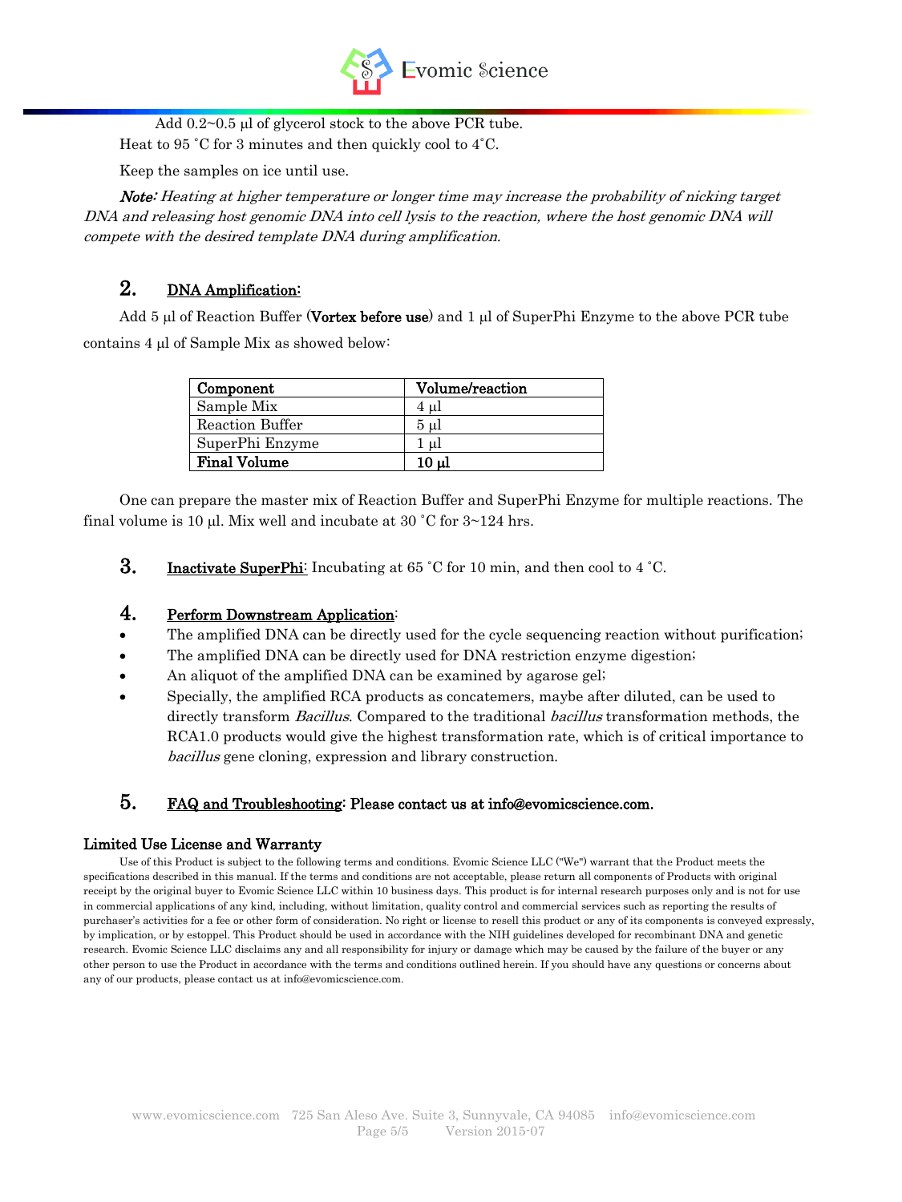Add 0.2~0.5 µl of glycerol stock to the above PCR tube.

Heat to 95 ˚C for 3 minutes and then quickly cool to 4˚C.

Keep the samples on ice until use.

***Note:*** *Heating at higher temperature or longer time may increase the probability of nicking target DNA and releasing host genomic DNA into cell lysis to the reaction, where the host genomic DNA will compete with the desired template DNA during amplification.*

## 2. DNA Amplification:

Add 5 µl of Reaction Buffer (**Vortex before use**) and 1 µl of SuperPhi Enzyme to the above PCR tube contains 4 µl of Sample Mix as showed below:

| Component | Volume/reaction |
|---|---|
| Sample Mix | 4 µl |
| Reaction Buffer | 5 µl |
| SuperPhi Enzyme | 1 µl |
| **Final Volume** | **10 µl** |

One can prepare the master mix of Reaction Buffer and SuperPhi Enzyme for multiple reactions. The final volume is 10 µl. Mix well and incubate at 30 ˚C for 3~124 hrs.

## 3. Inactivate SuperPhi:

Incubating at 65 ˚C for 10 min, and then cool to 4 ˚C.

## 4. Perform Downstream Application:

- The amplified DNA can be directly used for the cycle sequencing reaction without purification;
- The amplified DNA can be directly used for DNA restriction enzyme digestion;
- An aliquot of the amplified DNA can be examined by agarose gel;
- Specially, the amplified RCA products as concatemers, maybe after diluted, can be used to directly transform *Bacillus*. Compared to the traditional *bacillus* transformation methods, the RCA1.0 products would give the highest transformation rate, which is of critical importance to *bacillus* gene cloning, expression and library construction.

## 5. FAQ and Troubleshooting: Please contact us at info@evomicscience.com.

### Limited Use License and Warranty

Use of this Product is subject to the following terms and conditions. Evomic Science LLC ("We") warrant that the Product meets the specifications described in this manual. If the terms and conditions are not acceptable, please return all components of Products with original receipt by the original buyer to Evomic Science LLC within 10 business days. This product is for internal research purposes only and is not for use in commercial applications of any kind, including, without limitation, quality control and commercial services such as reporting the results of purchaser's activities for a fee or other form of consideration. No right or license to resell this product or any of its components is conveyed expressly, by implication, or by estoppel. This Product should be used in accordance with the NIH guidelines developed for recombinant DNA and genetic research. Evomic Science LLC disclaims any and all responsibility for injury or damage which may be caused by the failure of the buyer or any other person to use the Product in accordance with the terms and conditions outlined herein. If you should have any questions or concerns about any of our products, please contact us at info@evomicscience.com.